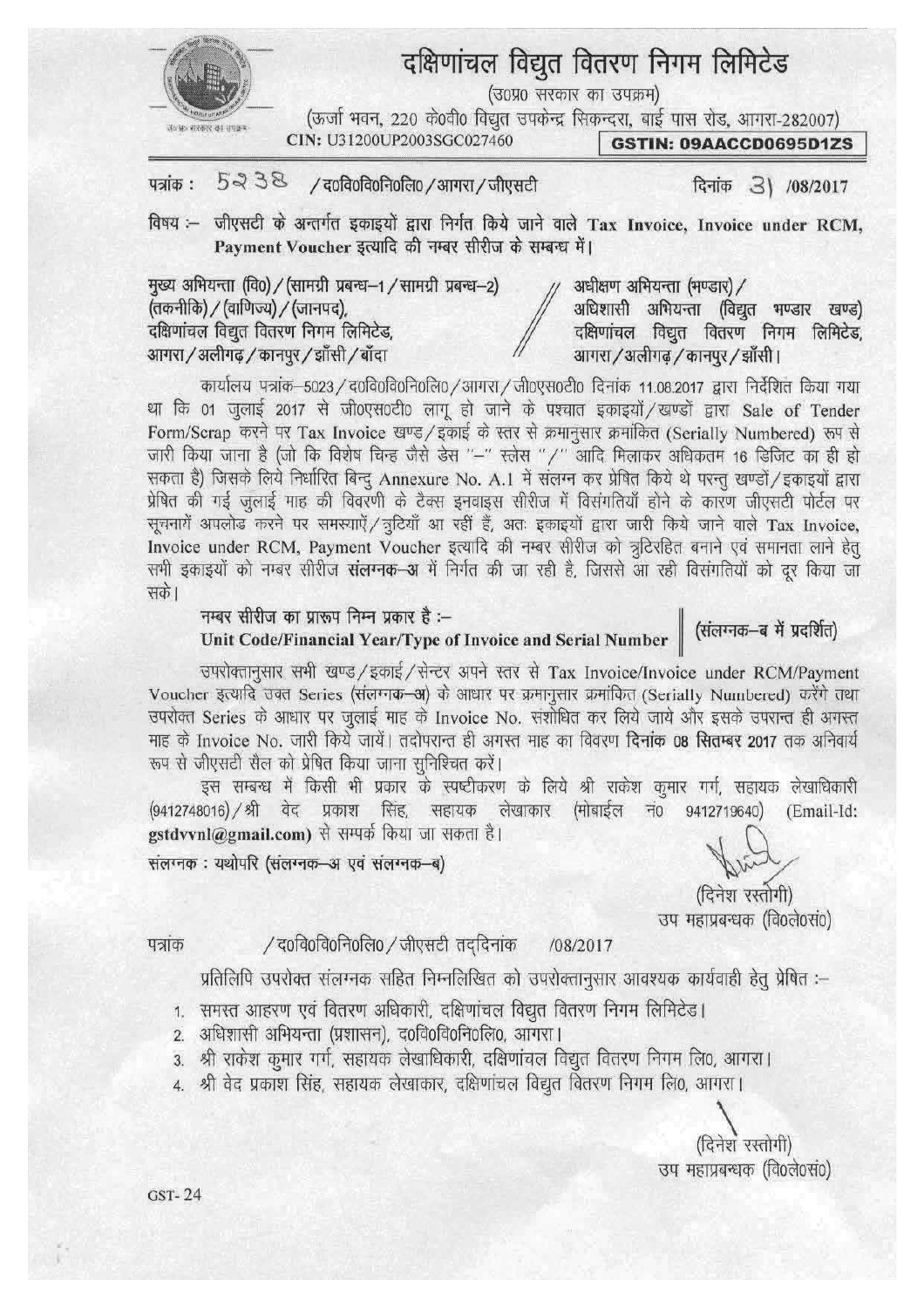# दक्षिणांचल विद्युत वितरण निगम लिमिटेड

(उ0प्र0 सरकार का उपक्रम)

(ऊर्जा भवन, 220 के0वी0 विद्युत उपकेन्द्र सिकन्दरा, बाई पास रोड, आगरा-282007)

CIN: U31200UP2003SGC027460 **GSTIN: 09AACCD0695D1ZS**

पत्रांक : 5238 / द0वि0वि0नि0लि0 / आगरा / जीएसटी दिनांक 31 /08/2017

विषय :- **जीएसटी के अन्तर्गत इकाइयों द्वारा निर्गत किये जाने वाले Tax Invoice, Invoice under RCM, Payment Voucher इत्यादि की नम्बर सीरीज के सम्बन्ध में।**

मुख्य अभियन्ता (वि0) / (सामग्री प्रबन्ध–1 / सामग्री प्रबन्ध–2) (तकनीकि) / (वाणिज्य) / (जानपद),
दक्षिणांचल विद्युत वितरण निगम लिमिटेड,
आगरा / अलीगढ़ / कानपुर / झाँसी / बाँदा

अधीक्षण अभियन्ता (भण्डार) /
अधिशासी अभियन्ता (विद्युत भण्डार खण्ड)
दक्षिणांचल विद्युत वितरण निगम लिमिटेड,
आगरा / अलीगढ़ / कानपुर / झाँसी।

कार्यालय पत्रांक–5023 / द0वि0वि0नि0लि0 / आगरा / जी0एस0टी0 दिनांक 11.08.2017 द्वारा निर्देशित किया गया था कि 01 जुलाई 2017 से जी0एस0टी0 लागू हो जाने के पश्चात इकाइयों / खण्डों द्वारा Sale of Tender Form/Scrap करने पर Tax Invoice खण्ड / इकाई के स्तर से क्रमानुसार क्रमांकित (Serially Numbered) रूप से जारी किया जाना है (जो कि विशेष चिन्ह जैसे डेस "–" स्लेस "/" आदि मिलाकर अधिकतम 16 डिजिट का ही हो सकता है) जिसके लिये निर्धारित बिन्दु Annexure No. A.1 में संलग्न कर प्रेषित किये थे परन्तु खण्डों / इकाइयों द्वारा प्रेषित की गई जुलाई माह की विवरणी के टैक्स इनवाइस सीरीज में विसंगतियाँ होने के कारण जीएसटी पोर्टल पर सूचनायें अपलोड करने पर समस्याएं / त्रुटियाँ आ रहीं हैं, अतः इकाइयों द्वारा जारी किये जाने वाले Tax Invoice, Invoice under RCM, Payment Voucher इत्यादि की नम्बर सीरीज को त्रुटिरहित बनाने एवं समानता लाने हेतु सभी इकाइयों को नम्बर सीरीज **संलग्नक–अ** में निर्गत की जा रही है, जिससे आ रही विसंगतियों को दूर किया जा सके।

**नम्बर सीरीज का प्रारूप निम्न प्रकार है :–**
**Unit Code/Financial Year/Type of Invoice and Serial Number** (संलग्नक–ब में प्रदर्शित)

उपरोक्तानुसार सभी खण्ड / इकाई / सेन्टर अपने स्तर से Tax Invoice/Invoice under RCM/Payment Voucher इत्यादि उक्त Series (संलग्नक–अ) के आधार पर क्रमानुसार क्रमांकित (Serially Numbered) करेंगे तथा उपरोक्त Series के आधार पर जुलाई माह के Invoice No. संशोधित कर लिये जाये और इसके उपरान्त ही अगस्त माह के Invoice No. जारी किये जायें। तदोपरान्त ही अगस्त माह का विवरण **दिनांक 08 सितम्बर 2017** तक अनिवार्य रूप से जीएसटी सैल को प्रेषित किया जाना सुनिश्चित करें।

इस सम्बन्ध में किसी भी प्रकार के स्पष्टीकरण के लिये श्री राकेश कुमार गर्ग, सहायक लेखाधिकारी (9412748016) / श्री वेद प्रकाश सिंह, सहायक लेखाकार (मोबाईल नं0 9412719640) (Email-Id: **gstdvvnl@gmail.com**) से सम्पर्क किया जा सकता है।

**संलग्नक : यथोपरि (संलग्नक–अ एवं संलग्नक–ब)**

(दिनेश रस्तोगी)
उप महाप्रबन्धक (वि0ले0सं0)

पत्रांक / द0वि0वि0नि0लि0 / जीएसटी तद्दिनांक /08/2017

प्रतिलिपि उपरोक्त संलग्नक सहित निम्नलिखित को उपरोक्तानुसार आवश्यक कार्यवाही हेतु प्रेषित :–

1. समस्त आहरण एवं वितरण अधिकारी, दक्षिणांचल विद्युत वितरण निगम लिमिटेड।
2. अधिशासी अभियन्ता (प्रशासन), द0वि0वि0नि0लि0, आगरा।
3. श्री राकेश कुमार गर्ग, सहायक लेखाधिकारी, दक्षिणांचल विद्युत वितरण निगम लि0, आगरा।
4. श्री वेद प्रकाश सिंह, सहायक लेखाकार, दक्षिणांचल विद्युत वितरण निगम लि0, आगरा।

(दिनेश रस्तोगी)
उप महाप्रबन्धक (वि0ले0सं0)

GST- 24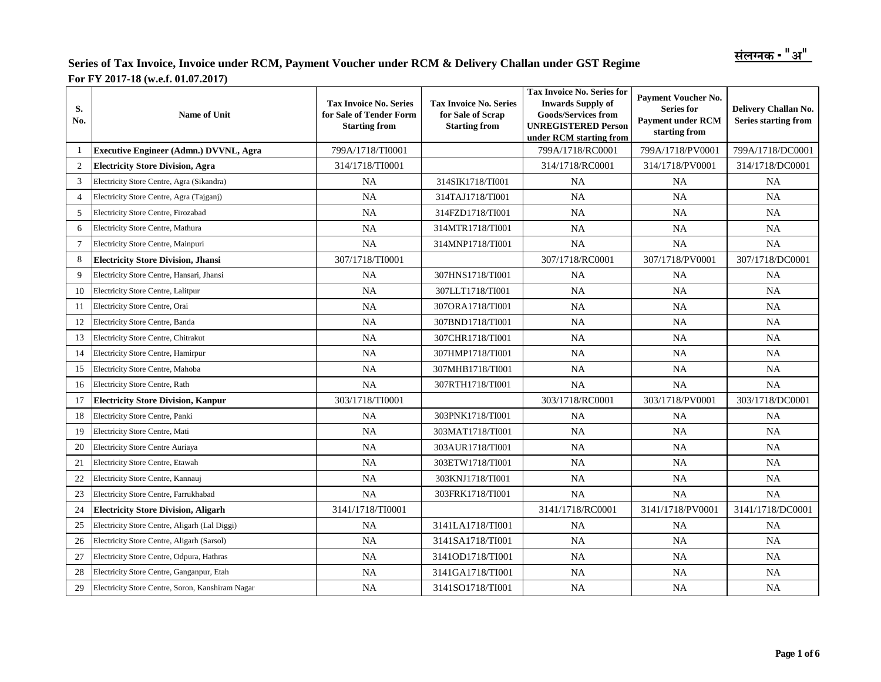संलग्नक - "अ"

## Series of Tax Invoice, Invoice under RCM, Payment Voucher under RCM & Delivery Challan under GST Regime

**For FY 2017-18 (w.e.f. 01.07.2017)**

| S. No. | Name of Unit | Tax Invoice No. Series for Sale of Tender Form Starting from | Tax Invoice No. Series for Sale of Scrap Starting from | Tax Invoice No. Series for Inwards Supply of Goods/Services from UNREGISTERED Person under RCM starting from | Payment Voucher No. Series for Payment under RCM starting from | Delivery Challan No. Series starting from |
|---|---|---|---|---|---|---|
| 1 | **Executive Engineer (Admn.) DVVNL, Agra** | 799A/1718/TI0001 | | 799A/1718/RC0001 | 799A/1718/PV0001 | 799A/1718/DC0001 |
| 2 | **Electricity Store Division, Agra** | 314/1718/TI0001 | | 314/1718/RC0001 | 314/1718/PV0001 | 314/1718/DC0001 |
| 3 | Electricity Store Centre, Agra (Sikandra) | NA | 314SIK1718/TI001 | NA | NA | NA |
| 4 | Electricity Store Centre, Agra (Tajganj) | NA | 314TAJ1718/TI001 | NA | NA | NA |
| 5 | Electricity Store Centre, Firozabad | NA | 314FZD1718/TI001 | NA | NA | NA |
| 6 | Electricity Store Centre, Mathura | NA | 314MTR1718/TI001 | NA | NA | NA |
| 7 | Electricity Store Centre, Mainpuri | NA | 314MNP1718/TI001 | NA | NA | NA |
| 8 | **Electricity Store Division, Jhansi** | 307/1718/TI0001 | | 307/1718/RC0001 | 307/1718/PV0001 | 307/1718/DC0001 |
| 9 | Electricity Store Centre, Hansari, Jhansi | NA | 307HNS1718/TI001 | NA | NA | NA |
| 10 | Electricity Store Centre, Lalitpur | NA | 307LLT1718/TI001 | NA | NA | NA |
| 11 | Electricity Store Centre, Orai | NA | 307ORA1718/TI001 | NA | NA | NA |
| 12 | Electricity Store Centre, Banda | NA | 307BND1718/TI001 | NA | NA | NA |
| 13 | Electricity Store Centre, Chitrakut | NA | 307CHR1718/TI001 | NA | NA | NA |
| 14 | Electricity Store Centre, Hamirpur | NA | 307HMP1718/TI001 | NA | NA | NA |
| 15 | Electricity Store Centre, Mahoba | NA | 307MHB1718/TI001 | NA | NA | NA |
| 16 | Electricity Store Centre, Rath | NA | 307RTH1718/TI001 | NA | NA | NA |
| 17 | **Electricity Store Division, Kanpur** | 303/1718/TI0001 | | 303/1718/RC0001 | 303/1718/PV0001 | 303/1718/DC0001 |
| 18 | Electricity Store Centre, Panki | NA | 303PNK1718/TI001 | NA | NA | NA |
| 19 | Electricity Store Centre, Mati | NA | 303MAT1718/TI001 | NA | NA | NA |
| 20 | Electricity Store Centre Auriaya | NA | 303AUR1718/TI001 | NA | NA | NA |
| 21 | Electricity Store Centre, Etawah | NA | 303ETW1718/TI001 | NA | NA | NA |
| 22 | Electricity Store Centre, Kannauj | NA | 303KNJ1718/TI001 | NA | NA | NA |
| 23 | Electricity Store Centre, Farrukhabad | NA | 303FRK1718/TI001 | NA | NA | NA |
| 24 | **Electricity Store Division, Aligarh** | 3141/1718/TI0001 | | 3141/1718/RC0001 | 3141/1718/PV0001 | 3141/1718/DC0001 |
| 25 | Electricity Store Centre, Aligarh (Lal Diggi) | NA | 3141LA1718/TI001 | NA | NA | NA |
| 26 | Electricity Store Centre, Aligarh (Sarsol) | NA | 3141SA1718/TI001 | NA | NA | NA |
| 27 | Electricity Store Centre, Odpura, Hathras | NA | 3141OD1718/TI001 | NA | NA | NA |
| 28 | Electricity Store Centre, Ganganpur, Etah | NA | 3141GA1718/TI001 | NA | NA | NA |
| 29 | Electricity Store Centre, Soron, Kanshiram Nagar | NA | 3141SO1718/TI001 | NA | NA | NA |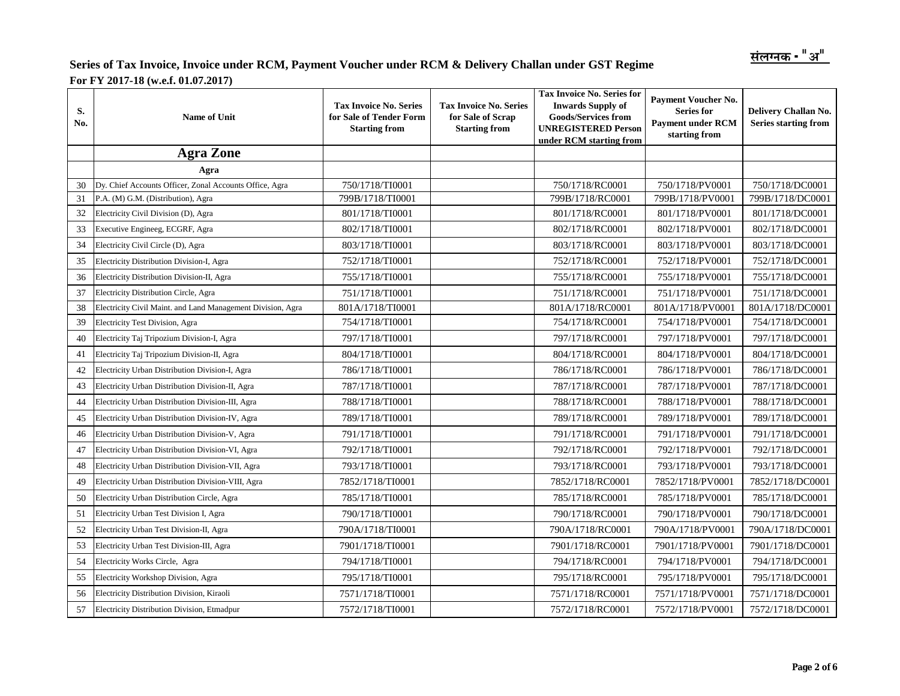संलग्नक - "अ"

## Series of Tax Invoice, Invoice under RCM, Payment Voucher under RCM & Delivery Challan under GST Regime

**For FY 2017-18 (w.e.f. 01.07.2017)**

| S. No. | Name of Unit | Tax Invoice No. Series for Sale of Tender Form Starting from | Tax Invoice No. Series for Sale of Scrap Starting from | Tax Invoice No. Series for Inwards Supply of Goods/Services from UNREGISTERED Person under RCM starting from | Payment Voucher No. Series for Payment under RCM starting from | Delivery Challan No. Series starting from |
|---|---|---|---|---|---|---|
| | **Agra Zone** | | | | | |
| | **Agra** | | | | | |
| 30 | Dy. Chief Accounts Officer, Zonal Accounts Office, Agra | 750/1718/TI0001 | | 750/1718/RC0001 | 750/1718/PV0001 | 750/1718/DC0001 |
| 31 | P.A. (M) G.M. (Distribution), Agra | 799B/1718/TI0001 | | 799B/1718/RC0001 | 799B/1718/PV0001 | 799B/1718/DC0001 |
| 32 | Electricity Civil Division (D), Agra | 801/1718/TI0001 | | 801/1718/RC0001 | 801/1718/PV0001 | 801/1718/DC0001 |
| 33 | Executive Engineeg, ECGRF, Agra | 802/1718/TI0001 | | 802/1718/RC0001 | 802/1718/PV0001 | 802/1718/DC0001 |
| 34 | Electricity Civil Circle (D), Agra | 803/1718/TI0001 | | 803/1718/RC0001 | 803/1718/PV0001 | 803/1718/DC0001 |
| 35 | Electricity Distribution Division-I, Agra | 752/1718/TI0001 | | 752/1718/RC0001 | 752/1718/PV0001 | 752/1718/DC0001 |
| 36 | Electricity Distribution Division-II, Agra | 755/1718/TI0001 | | 755/1718/RC0001 | 755/1718/PV0001 | 755/1718/DC0001 |
| 37 | Electricity Distribution Circle, Agra | 751/1718/TI0001 | | 751/1718/RC0001 | 751/1718/PV0001 | 751/1718/DC0001 |
| 38 | Electricity Civil Maint. and Land Management Division, Agra | 801A/1718/TI0001 | | 801A/1718/RC0001 | 801A/1718/PV0001 | 801A/1718/DC0001 |
| 39 | Electricity Test Division, Agra | 754/1718/TI0001 | | 754/1718/RC0001 | 754/1718/PV0001 | 754/1718/DC0001 |
| 40 | Electricity Taj Tripozium Division-I, Agra | 797/1718/TI0001 | | 797/1718/RC0001 | 797/1718/PV0001 | 797/1718/DC0001 |
| 41 | Electricity Taj Tripozium Division-II, Agra | 804/1718/TI0001 | | 804/1718/RC0001 | 804/1718/PV0001 | 804/1718/DC0001 |
| 42 | Electricity Urban Distribution Division-I, Agra | 786/1718/TI0001 | | 786/1718/RC0001 | 786/1718/PV0001 | 786/1718/DC0001 |
| 43 | Electricity Urban Distribution Division-II, Agra | 787/1718/TI0001 | | 787/1718/RC0001 | 787/1718/PV0001 | 787/1718/DC0001 |
| 44 | Electricity Urban Distribution Division-III, Agra | 788/1718/TI0001 | | 788/1718/RC0001 | 788/1718/PV0001 | 788/1718/DC0001 |
| 45 | Electricity Urban Distribution Division-IV, Agra | 789/1718/TI0001 | | 789/1718/RC0001 | 789/1718/PV0001 | 789/1718/DC0001 |
| 46 | Electricity Urban Distribution Division-V, Agra | 791/1718/TI0001 | | 791/1718/RC0001 | 791/1718/PV0001 | 791/1718/DC0001 |
| 47 | Electricity Urban Distribution Division-VI, Agra | 792/1718/TI0001 | | 792/1718/RC0001 | 792/1718/PV0001 | 792/1718/DC0001 |
| 48 | Electricity Urban Distribution Division-VII, Agra | 793/1718/TI0001 | | 793/1718/RC0001 | 793/1718/PV0001 | 793/1718/DC0001 |
| 49 | Electricity Urban Distribution Division-VIII, Agra | 7852/1718/TI0001 | | 7852/1718/RC0001 | 7852/1718/PV0001 | 7852/1718/DC0001 |
| 50 | Electricity Urban Distribution Circle, Agra | 785/1718/TI0001 | | 785/1718/RC0001 | 785/1718/PV0001 | 785/1718/DC0001 |
| 51 | Electricity Urban Test Division I, Agra | 790/1718/TI0001 | | 790/1718/RC0001 | 790/1718/PV0001 | 790/1718/DC0001 |
| 52 | Electricity Urban Test Division-II, Agra | 790A/1718/TI0001 | | 790A/1718/RC0001 | 790A/1718/PV0001 | 790A/1718/DC0001 |
| 53 | Electricity Urban Test Division-III, Agra | 7901/1718/TI0001 | | 7901/1718/RC0001 | 7901/1718/PV0001 | 7901/1718/DC0001 |
| 54 | Electricity Works Circle, Agra | 794/1718/TI0001 | | 794/1718/RC0001 | 794/1718/PV0001 | 794/1718/DC0001 |
| 55 | Electricity Workshop Division, Agra | 795/1718/TI0001 | | 795/1718/RC0001 | 795/1718/PV0001 | 795/1718/DC0001 |
| 56 | Electricity Distribution Division, Kiraoli | 7571/1718/TI0001 | | 7571/1718/RC0001 | 7571/1718/PV0001 | 7571/1718/DC0001 |
| 57 | Electricity Distribution Division, Etmadpur | 7572/1718/TI0001 | | 7572/1718/RC0001 | 7572/1718/PV0001 | 7572/1718/DC0001 |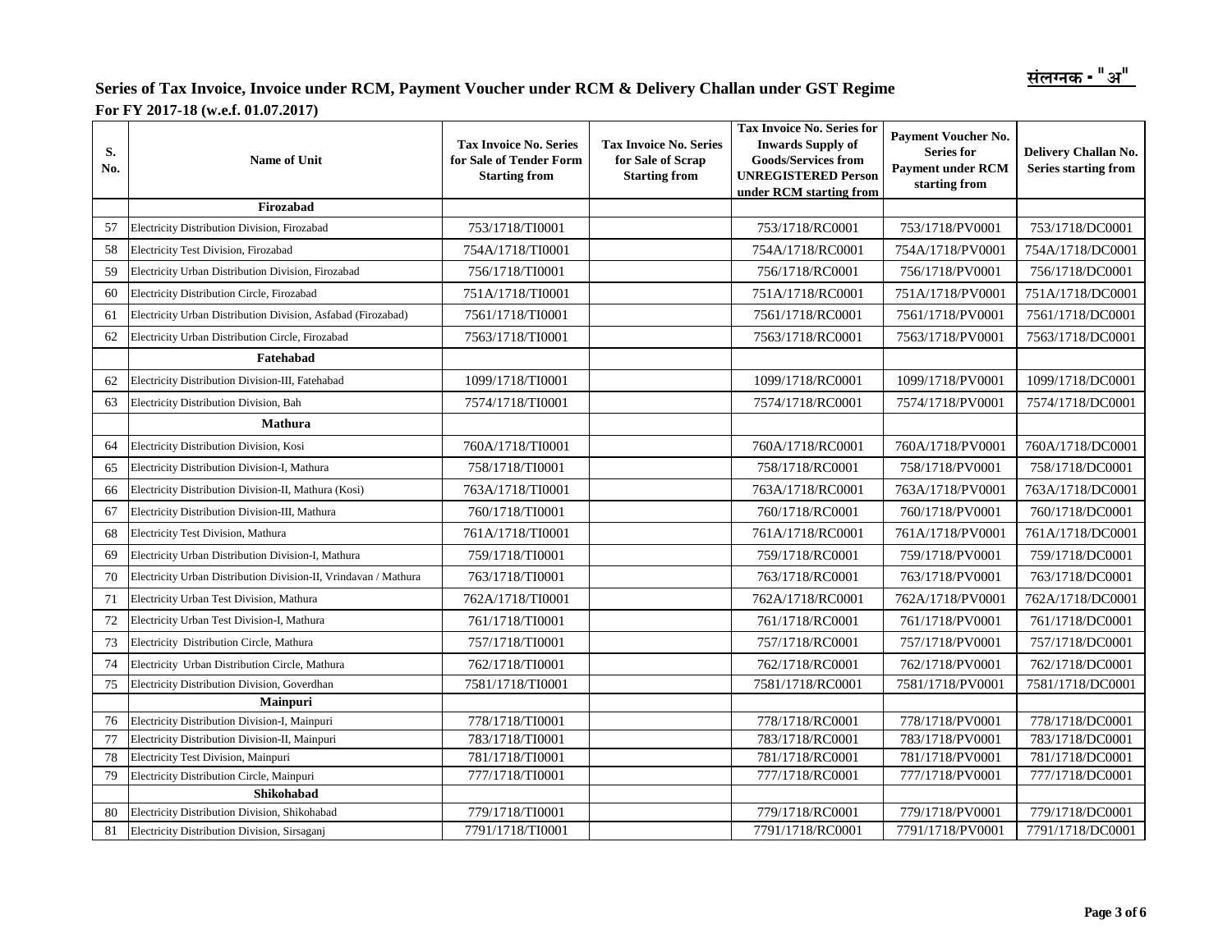संलग्नक - "अ"

# Series of Tax Invoice, Invoice under RCM, Payment Voucher under RCM & Delivery Challan under GST Regime

**For FY 2017-18 (w.e.f. 01.07.2017)**

| S. No. | Name of Unit | Tax Invoice No. Series for Sale of Tender Form Starting from | Tax Invoice No. Series for Sale of Scrap Starting from | Tax Invoice No. Series for Inwards Supply of Goods/Services from UNREGISTERED Person under RCM starting from | Payment Voucher No. Series for Payment under RCM starting from | Delivery Challan No. Series starting from |
|---|---|---|---|---|---|---|
| | **Firozabad** | | | | | |
| 57 | Electricity Distribution Division, Firozabad | 753/1718/TI0001 | | 753/1718/RC0001 | 753/1718/PV0001 | 753/1718/DC0001 |
| 58 | Electricity Test Division, Firozabad | 754A/1718/TI0001 | | 754A/1718/RC0001 | 754A/1718/PV0001 | 754A/1718/DC0001 |
| 59 | Electricity Urban Distribution Division, Firozabad | 756/1718/TI0001 | | 756/1718/RC0001 | 756/1718/PV0001 | 756/1718/DC0001 |
| 60 | Electricity Distribution Circle, Firozabad | 751A/1718/TI0001 | | 751A/1718/RC0001 | 751A/1718/PV0001 | 751A/1718/DC0001 |
| 61 | Electricity Urban Distribution Division, Asfabad (Firozabad) | 7561/1718/TI0001 | | 7561/1718/RC0001 | 7561/1718/PV0001 | 7561/1718/DC0001 |
| 62 | Electricity Urban Distribution Circle, Firozabad | 7563/1718/TI0001 | | 7563/1718/RC0001 | 7563/1718/PV0001 | 7563/1718/DC0001 |
| | **Fatehabad** | | | | | |
| 62 | Electricity Distribution Division-III, Fatehabad | 1099/1718/TI0001 | | 1099/1718/RC0001 | 1099/1718/PV0001 | 1099/1718/DC0001 |
| 63 | Electricity Distribution Division, Bah | 7574/1718/TI0001 | | 7574/1718/RC0001 | 7574/1718/PV0001 | 7574/1718/DC0001 |
| | **Mathura** | | | | | |
| 64 | Electricity Distribution Division, Kosi | 760A/1718/TI0001 | | 760A/1718/RC0001 | 760A/1718/PV0001 | 760A/1718/DC0001 |
| 65 | Electricity Distribution Division-I, Mathura | 758/1718/TI0001 | | 758/1718/RC0001 | 758/1718/PV0001 | 758/1718/DC0001 |
| 66 | Electricity Distribution Division-II, Mathura (Kosi) | 763A/1718/TI0001 | | 763A/1718/RC0001 | 763A/1718/PV0001 | 763A/1718/DC0001 |
| 67 | Electricity Distribution Division-III, Mathura | 760/1718/TI0001 | | 760/1718/RC0001 | 760/1718/PV0001 | 760/1718/DC0001 |
| 68 | Electricity Test Division, Mathura | 761A/1718/TI0001 | | 761A/1718/RC0001 | 761A/1718/PV0001 | 761A/1718/DC0001 |
| 69 | Electricity Urban Distribution Division-I, Mathura | 759/1718/TI0001 | | 759/1718/RC0001 | 759/1718/PV0001 | 759/1718/DC0001 |
| 70 | Electricity Urban Distribution Division-II, Vrindavan / Mathura | 763/1718/TI0001 | | 763/1718/RC0001 | 763/1718/PV0001 | 763/1718/DC0001 |
| 71 | Electricity Urban Test Division, Mathura | 762A/1718/TI0001 | | 762A/1718/RC0001 | 762A/1718/PV0001 | 762A/1718/DC0001 |
| 72 | Electricity Urban Test Division-I, Mathura | 761/1718/TI0001 | | 761/1718/RC0001 | 761/1718/PV0001 | 761/1718/DC0001 |
| 73 | Electricity Distribution Circle, Mathura | 757/1718/TI0001 | | 757/1718/RC0001 | 757/1718/PV0001 | 757/1718/DC0001 |
| 74 | Electricity Urban Distribution Circle, Mathura | 762/1718/TI0001 | | 762/1718/RC0001 | 762/1718/PV0001 | 762/1718/DC0001 |
| 75 | Electricity Distribution Division, Goverdhan | 7581/1718/TI0001 | | 7581/1718/RC0001 | 7581/1718/PV0001 | 7581/1718/DC0001 |
| | **Mainpuri** | | | | | |
| 76 | Electricity Distribution Division-I, Mainpuri | 778/1718/TI0001 | | 778/1718/RC0001 | 778/1718/PV0001 | 778/1718/DC0001 |
| 77 | Electricity Distribution Division-II, Mainpuri | 783/1718/TI0001 | | 783/1718/RC0001 | 783/1718/PV0001 | 783/1718/DC0001 |
| 78 | Electricity Test Division, Mainpuri | 781/1718/TI0001 | | 781/1718/RC0001 | 781/1718/PV0001 | 781/1718/DC0001 |
| 79 | Electricity Distribution Circle, Mainpuri | 777/1718/TI0001 | | 777/1718/RC0001 | 777/1718/PV0001 | 777/1718/DC0001 |
| | **Shikohabad** | | | | | |
| 80 | Electricity Distribution Division, Shikohabad | 779/1718/TI0001 | | 779/1718/RC0001 | 779/1718/PV0001 | 779/1718/DC0001 |
| 81 | Electricity Distribution Division, Sirsaganj | 7791/1718/TI0001 | | 7791/1718/RC0001 | 7791/1718/PV0001 | 7791/1718/DC0001 |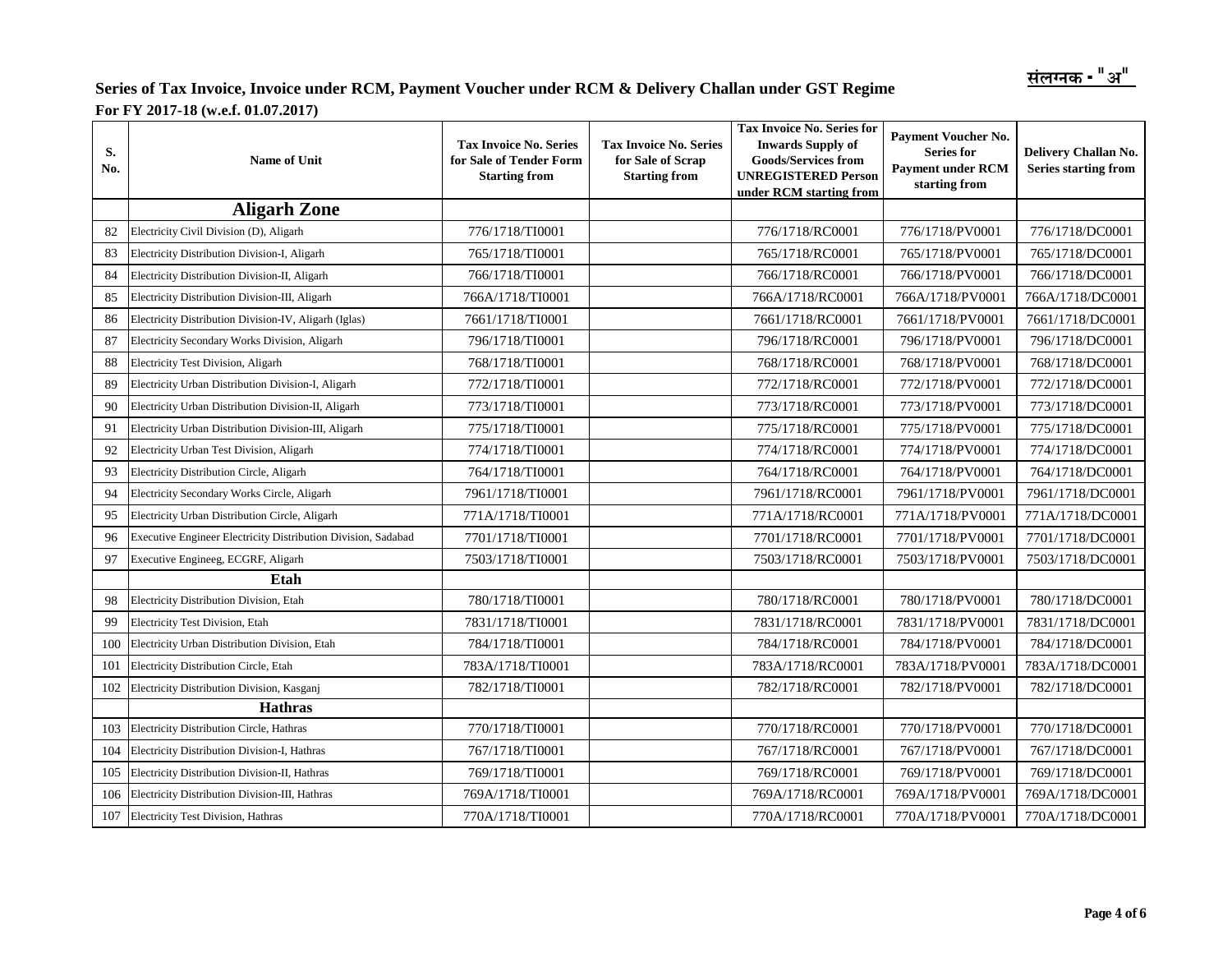संलग्नक - "अ"

## Series of Tax Invoice, Invoice under RCM, Payment Voucher under RCM & Delivery Challan under GST Regime

**For FY 2017-18 (w.e.f. 01.07.2017)**

| S. No. | Name of Unit | Tax Invoice No. Series for Sale of Tender Form Starting from | Tax Invoice No. Series for Sale of Scrap Starting from | Tax Invoice No. Series for Inwards Supply of Goods/Services from UNREGISTERED Person under RCM starting from | Payment Voucher No. Series for Payment under RCM starting from | Delivery Challan No. Series starting from |
|---|---|---|---|---|---|---|
| | **Aligarh Zone** | | | | | |
| 82 | Electricity Civil Division (D), Aligarh | 776/1718/TI0001 | | 776/1718/RC0001 | 776/1718/PV0001 | 776/1718/DC0001 |
| 83 | Electricity Distribution Division-I, Aligarh | 765/1718/TI0001 | | 765/1718/RC0001 | 765/1718/PV0001 | 765/1718/DC0001 |
| 84 | Electricity Distribution Division-II, Aligarh | 766/1718/TI0001 | | 766/1718/RC0001 | 766/1718/PV0001 | 766/1718/DC0001 |
| 85 | Electricity Distribution Division-III, Aligarh | 766A/1718/TI0001 | | 766A/1718/RC0001 | 766A/1718/PV0001 | 766A/1718/DC0001 |
| 86 | Electricity Distribution Division-IV, Aligarh (Iglas) | 7661/1718/TI0001 | | 7661/1718/RC0001 | 7661/1718/PV0001 | 7661/1718/DC0001 |
| 87 | Electricity Secondary Works Division, Aligarh | 796/1718/TI0001 | | 796/1718/RC0001 | 796/1718/PV0001 | 796/1718/DC0001 |
| 88 | Electricity Test Division, Aligarh | 768/1718/TI0001 | | 768/1718/RC0001 | 768/1718/PV0001 | 768/1718/DC0001 |
| 89 | Electricity Urban Distribution Division-I, Aligarh | 772/1718/TI0001 | | 772/1718/RC0001 | 772/1718/PV0001 | 772/1718/DC0001 |
| 90 | Electricity Urban Distribution Division-II, Aligarh | 773/1718/TI0001 | | 773/1718/RC0001 | 773/1718/PV0001 | 773/1718/DC0001 |
| 91 | Electricity Urban Distribution Division-III, Aligarh | 775/1718/TI0001 | | 775/1718/RC0001 | 775/1718/PV0001 | 775/1718/DC0001 |
| 92 | Electricity Urban Test Division, Aligarh | 774/1718/TI0001 | | 774/1718/RC0001 | 774/1718/PV0001 | 774/1718/DC0001 |
| 93 | Electricity Distribution Circle, Aligarh | 764/1718/TI0001 | | 764/1718/RC0001 | 764/1718/PV0001 | 764/1718/DC0001 |
| 94 | Electricity Secondary Works Circle, Aligarh | 7961/1718/TI0001 | | 7961/1718/RC0001 | 7961/1718/PV0001 | 7961/1718/DC0001 |
| 95 | Electricity Urban Distribution Circle, Aligarh | 771A/1718/TI0001 | | 771A/1718/RC0001 | 771A/1718/PV0001 | 771A/1718/DC0001 |
| 96 | Executive Engineer Electricity Distribution Division, Sadabad | 7701/1718/TI0001 | | 7701/1718/RC0001 | 7701/1718/PV0001 | 7701/1718/DC0001 |
| 97 | Executive Engineeg, ECGRF, Aligarh | 7503/1718/TI0001 | | 7503/1718/RC0001 | 7503/1718/PV0001 | 7503/1718/DC0001 |
| | **Etah** | | | | | |
| 98 | Electricity Distribution Division, Etah | 780/1718/TI0001 | | 780/1718/RC0001 | 780/1718/PV0001 | 780/1718/DC0001 |
| 99 | Electricity Test Division, Etah | 7831/1718/TI0001 | | 7831/1718/RC0001 | 7831/1718/PV0001 | 7831/1718/DC0001 |
| 100 | Electricity Urban Distribution Division, Etah | 784/1718/TI0001 | | 784/1718/RC0001 | 784/1718/PV0001 | 784/1718/DC0001 |
| 101 | Electricity Distribution Circle, Etah | 783A/1718/TI0001 | | 783A/1718/RC0001 | 783A/1718/PV0001 | 783A/1718/DC0001 |
| 102 | Electricity Distribution Division, Kasganj | 782/1718/TI0001 | | 782/1718/RC0001 | 782/1718/PV0001 | 782/1718/DC0001 |
| | **Hathras** | | | | | |
| 103 | Electricity Distribution Circle, Hathras | 770/1718/TI0001 | | 770/1718/RC0001 | 770/1718/PV0001 | 770/1718/DC0001 |
| 104 | Electricity Distribution Division-I, Hathras | 767/1718/TI0001 | | 767/1718/RC0001 | 767/1718/PV0001 | 767/1718/DC0001 |
| 105 | Electricity Distribution Division-II, Hathras | 769/1718/TI0001 | | 769/1718/RC0001 | 769/1718/PV0001 | 769/1718/DC0001 |
| 106 | Electricity Distribution Division-III, Hathras | 769A/1718/TI0001 | | 769A/1718/RC0001 | 769A/1718/PV0001 | 769A/1718/DC0001 |
| 107 | Electricity Test Division, Hathras | 770A/1718/TI0001 | | 770A/1718/RC0001 | 770A/1718/PV0001 | 770A/1718/DC0001 |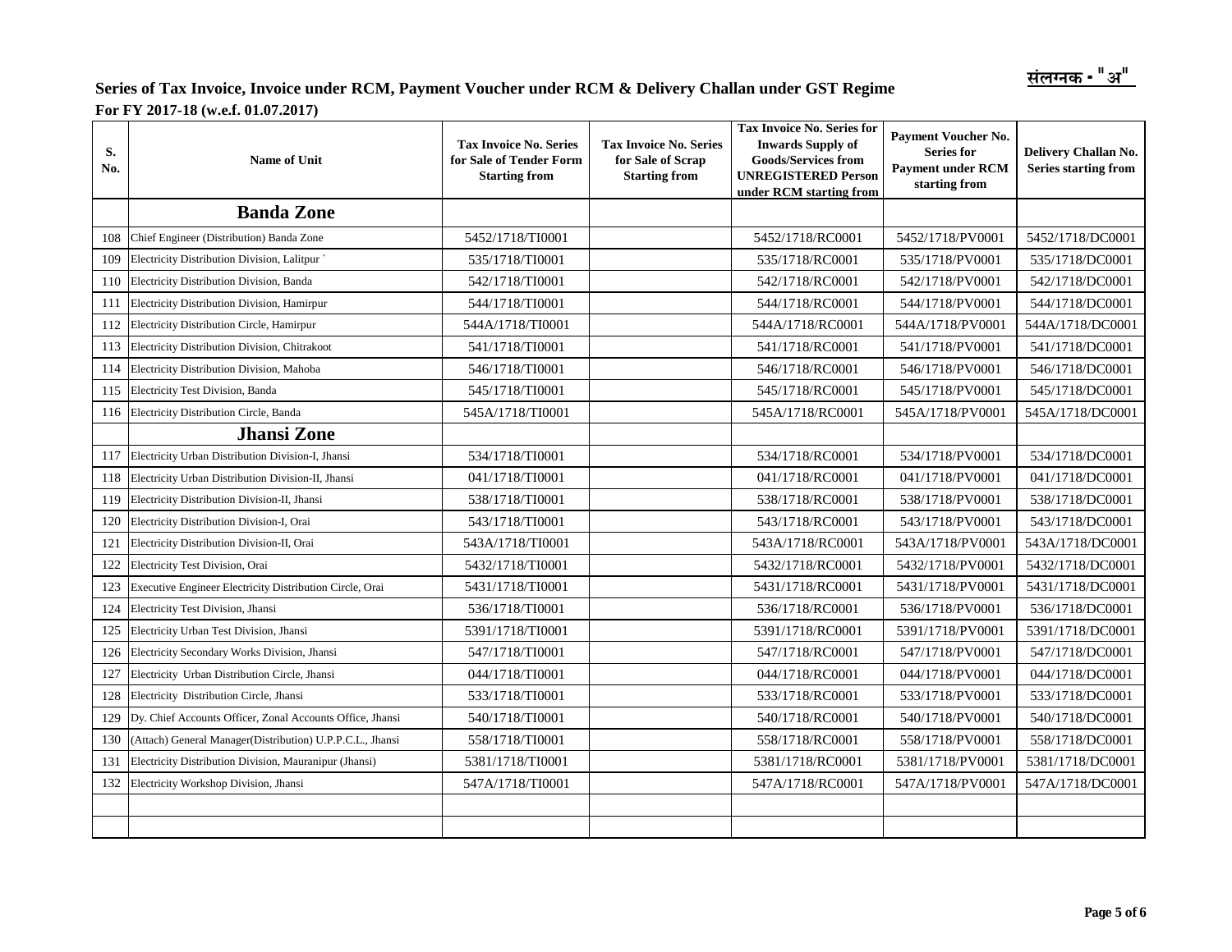संलग्नक - "अ"

## Series of Tax Invoice, Invoice under RCM, Payment Voucher under RCM & Delivery Challan under GST Regime

**For FY 2017-18 (w.e.f. 01.07.2017)**

| S. No. | Name of Unit | Tax Invoice No. Series for Sale of Tender Form Starting from | Tax Invoice No. Series for Sale of Scrap Starting from | Tax Invoice No. Series for Inwards Supply of Goods/Services from UNREGISTERED Person under RCM starting from | Payment Voucher No. Series for Payment under RCM starting from | Delivery Challan No. Series starting from |
|---|---|---|---|---|---|---|
| | **Banda Zone** | | | | | |
| 108 | Chief Engineer (Distribution) Banda Zone | 5452/1718/TI0001 | | 5452/1718/RC0001 | 5452/1718/PV0001 | 5452/1718/DC0001 |
| 109 | Electricity Distribution Division, Lalitpur ` | 535/1718/TI0001 | | 535/1718/RC0001 | 535/1718/PV0001 | 535/1718/DC0001 |
| 110 | Electricity Distribution Division, Banda | 542/1718/TI0001 | | 542/1718/RC0001 | 542/1718/PV0001 | 542/1718/DC0001 |
| 111 | Electricity Distribution Division, Hamirpur | 544/1718/TI0001 | | 544/1718/RC0001 | 544/1718/PV0001 | 544/1718/DC0001 |
| 112 | Electricity Distribution Circle, Hamirpur | 544A/1718/TI0001 | | 544A/1718/RC0001 | 544A/1718/PV0001 | 544A/1718/DC0001 |
| 113 | Electricity Distribution Division, Chitrakoot | 541/1718/TI0001 | | 541/1718/RC0001 | 541/1718/PV0001 | 541/1718/DC0001 |
| 114 | Electricity Distribution Division, Mahoba | 546/1718/TI0001 | | 546/1718/RC0001 | 546/1718/PV0001 | 546/1718/DC0001 |
| 115 | Electricity Test Division, Banda | 545/1718/TI0001 | | 545/1718/RC0001 | 545/1718/PV0001 | 545/1718/DC0001 |
| 116 | Electricity Distribution Circle, Banda | 545A/1718/TI0001 | | 545A/1718/RC0001 | 545A/1718/PV0001 | 545A/1718/DC0001 |
| | **Jhansi Zone** | | | | | |
| 117 | Electricity Urban Distribution Division-I, Jhansi | 534/1718/TI0001 | | 534/1718/RC0001 | 534/1718/PV0001 | 534/1718/DC0001 |
| 118 | Electricity Urban Distribution Division-II, Jhansi | 041/1718/TI0001 | | 041/1718/RC0001 | 041/1718/PV0001 | 041/1718/DC0001 |
| 119 | Electricity Distribution Division-II, Jhansi | 538/1718/TI0001 | | 538/1718/RC0001 | 538/1718/PV0001 | 538/1718/DC0001 |
| 120 | Electricity Distribution Division-I, Orai | 543/1718/TI0001 | | 543/1718/RC0001 | 543/1718/PV0001 | 543/1718/DC0001 |
| 121 | Electricity Distribution Division-II, Orai | 543A/1718/TI0001 | | 543A/1718/RC0001 | 543A/1718/PV0001 | 543A/1718/DC0001 |
| 122 | Electricity Test Division, Orai | 5432/1718/TI0001 | | 5432/1718/RC0001 | 5432/1718/PV0001 | 5432/1718/DC0001 |
| 123 | Executive Engineer Electricity Distribution Circle, Orai | 5431/1718/TI0001 | | 5431/1718/RC0001 | 5431/1718/PV0001 | 5431/1718/DC0001 |
| 124 | Electricity Test Division, Jhansi | 536/1718/TI0001 | | 536/1718/RC0001 | 536/1718/PV0001 | 536/1718/DC0001 |
| 125 | Electricity Urban Test Division, Jhansi | 5391/1718/TI0001 | | 5391/1718/RC0001 | 5391/1718/PV0001 | 5391/1718/DC0001 |
| 126 | Electricity Secondary Works Division, Jhansi | 547/1718/TI0001 | | 547/1718/RC0001 | 547/1718/PV0001 | 547/1718/DC0001 |
| 127 | Electricity Urban Distribution Circle, Jhansi | 044/1718/TI0001 | | 044/1718/RC0001 | 044/1718/PV0001 | 044/1718/DC0001 |
| 128 | Electricity Distribution Circle, Jhansi | 533/1718/TI0001 | | 533/1718/RC0001 | 533/1718/PV0001 | 533/1718/DC0001 |
| 129 | Dy. Chief Accounts Officer, Zonal Accounts Office, Jhansi | 540/1718/TI0001 | | 540/1718/RC0001 | 540/1718/PV0001 | 540/1718/DC0001 |
| 130 | (Attach) General Manager(Distribution) U.P.P.C.L., Jhansi | 558/1718/TI0001 | | 558/1718/RC0001 | 558/1718/PV0001 | 558/1718/DC0001 |
| 131 | Electricity Distribution Division, Mauranipur (Jhansi) | 5381/1718/TI0001 | | 5381/1718/RC0001 | 5381/1718/PV0001 | 5381/1718/DC0001 |
| 132 | Electricity Workshop Division, Jhansi | 547A/1718/TI0001 | | 547A/1718/RC0001 | 547A/1718/PV0001 | 547A/1718/DC0001 |
| | | | | | | |
| | | | | | | |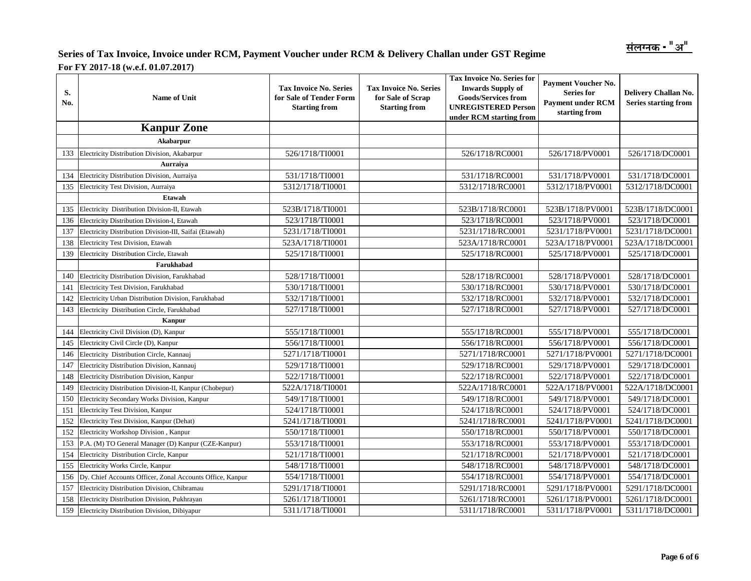संलग्नक - "अ"

## Series of Tax Invoice, Invoice under RCM, Payment Voucher under RCM & Delivery Challan under GST Regime

**For FY 2017-18 (w.e.f. 01.07.2017)**

| S. No. | Name of Unit | Tax Invoice No. Series for Sale of Tender Form Starting from | Tax Invoice No. Series for Sale of Scrap Starting from | Tax Invoice No. Series for Inwards Supply of Goods/Services from UNREGISTERED Person under RCM starting from | Payment Voucher No. Series for Payment under RCM starting from | Delivery Challan No. Series starting from |
|---|---|---|---|---|---|---|
| | **Kanpur Zone** | | | | | |
| | **Akabarpur** | | | | | |
| 133 | Electricity Distribution Division, Akabarpur | 526/1718/TI0001 | | 526/1718/RC0001 | 526/1718/PV0001 | 526/1718/DC0001 |
| | **Aurraiya** | | | | | |
| 134 | Electricity Distribution Division, Aurraiya | 531/1718/TI0001 | | 531/1718/RC0001 | 531/1718/PV0001 | 531/1718/DC0001 |
| 135 | Electricity Test Division, Aurraiya | 5312/1718/TI0001 | | 5312/1718/RC0001 | 5312/1718/PV0001 | 5312/1718/DC0001 |
| | **Etawah** | | | | | |
| 135 | Electricity Distribution Division-II, Etawah | 523B/1718/TI0001 | | 523B/1718/RC0001 | 523B/1718/PV0001 | 523B/1718/DC0001 |
| 136 | Electricity Distribution Division-I, Etawah | 523/1718/TI0001 | | 523/1718/RC0001 | 523/1718/PV0001 | 523/1718/DC0001 |
| 137 | Electricity Distribution Division-III, Saifai (Etawah) | 5231/1718/TI0001 | | 5231/1718/RC0001 | 5231/1718/PV0001 | 5231/1718/DC0001 |
| 138 | Electricity Test Division, Etawah | 523A/1718/TI0001 | | 523A/1718/RC0001 | 523A/1718/PV0001 | 523A/1718/DC0001 |
| 139 | Electricity Distribution Circle, Etawah | 525/1718/TI0001 | | 525/1718/RC0001 | 525/1718/PV0001 | 525/1718/DC0001 |
| | **Farukhabad** | | | | | |
| 140 | Electricity Distribution Division, Farukhabad | 528/1718/TI0001 | | 528/1718/RC0001 | 528/1718/PV0001 | 528/1718/DC0001 |
| 141 | Electricity Test Division, Farukhabad | 530/1718/TI0001 | | 530/1718/RC0001 | 530/1718/PV0001 | 530/1718/DC0001 |
| 142 | Electricity Urban Distribution Division, Farukhabad | 532/1718/TI0001 | | 532/1718/RC0001 | 532/1718/PV0001 | 532/1718/DC0001 |
| 143 | Electricity Distribution Circle, Farukhabad | 527/1718/TI0001 | | 527/1718/RC0001 | 527/1718/PV0001 | 527/1718/DC0001 |
| | **Kanpur** | | | | | |
| 144 | Electricity Civil Division (D), Kanpur | 555/1718/TI0001 | | 555/1718/RC0001 | 555/1718/PV0001 | 555/1718/DC0001 |
| 145 | Electricity Civil Circle (D), Kanpur | 556/1718/TI0001 | | 556/1718/RC0001 | 556/1718/PV0001 | 556/1718/DC0001 |
| 146 | Electricity Distribution Circle, Kannauj | 5271/1718/TI0001 | | 5271/1718/RC0001 | 5271/1718/PV0001 | 5271/1718/DC0001 |
| 147 | Electricity Distribution Division, Kannauj | 529/1718/TI0001 | | 529/1718/RC0001 | 529/1718/PV0001 | 529/1718/DC0001 |
| 148 | Electricity Distribution Division, Kanpur | 522/1718/TI0001 | | 522/1718/RC0001 | 522/1718/PV0001 | 522/1718/DC0001 |
| 149 | Electricity Distribution Division-II, Kanpur (Chobepur) | 522A/1718/TI0001 | | 522A/1718/RC0001 | 522A/1718/PV0001 | 522A/1718/DC0001 |
| 150 | Electricity Secondary Works Division, Kanpur | 549/1718/TI0001 | | 549/1718/RC0001 | 549/1718/PV0001 | 549/1718/DC0001 |
| 151 | Electricity Test Division, Kanpur | 524/1718/TI0001 | | 524/1718/RC0001 | 524/1718/PV0001 | 524/1718/DC0001 |
| 152 | Electricity Test Division, Kanpur (Dehat) | 5241/1718/TI0001 | | 5241/1718/RC0001 | 5241/1718/PV0001 | 5241/1718/DC0001 |
| 152 | Electricity Workshop Division , Kanpur | 550/1718/TI0001 | | 550/1718/RC0001 | 550/1718/PV0001 | 550/1718/DC0001 |
| 153 | P.A. (M) TO General Manager (D) Kanpur (CZE-Kanpur) | 553/1718/TI0001 | | 553/1718/RC0001 | 553/1718/PV0001 | 553/1718/DC0001 |
| 154 | Electricity Distribution Circle, Kanpur | 521/1718/TI0001 | | 521/1718/RC0001 | 521/1718/PV0001 | 521/1718/DC0001 |
| 155 | Electricity Works Circle, Kanpur | 548/1718/TI0001 | | 548/1718/RC0001 | 548/1718/PV0001 | 548/1718/DC0001 |
| 156 | Dy. Chief Accounts Officer, Zonal Accounts Office, Kanpur | 554/1718/TI0001 | | 554/1718/RC0001 | 554/1718/PV0001 | 554/1718/DC0001 |
| 157 | Electricity Distribution Division, Chibramau | 5291/1718/TI0001 | | 5291/1718/RC0001 | 5291/1718/PV0001 | 5291/1718/DC0001 |
| 158 | Electricity Distribution Division, Pukhrayan | 5261/1718/TI0001 | | 5261/1718/RC0001 | 5261/1718/PV0001 | 5261/1718/DC0001 |
| 159 | Electricity Distribution Division, Dibiyapur | 5311/1718/TI0001 | | 5311/1718/RC0001 | 5311/1718/PV0001 | 5311/1718/DC0001 |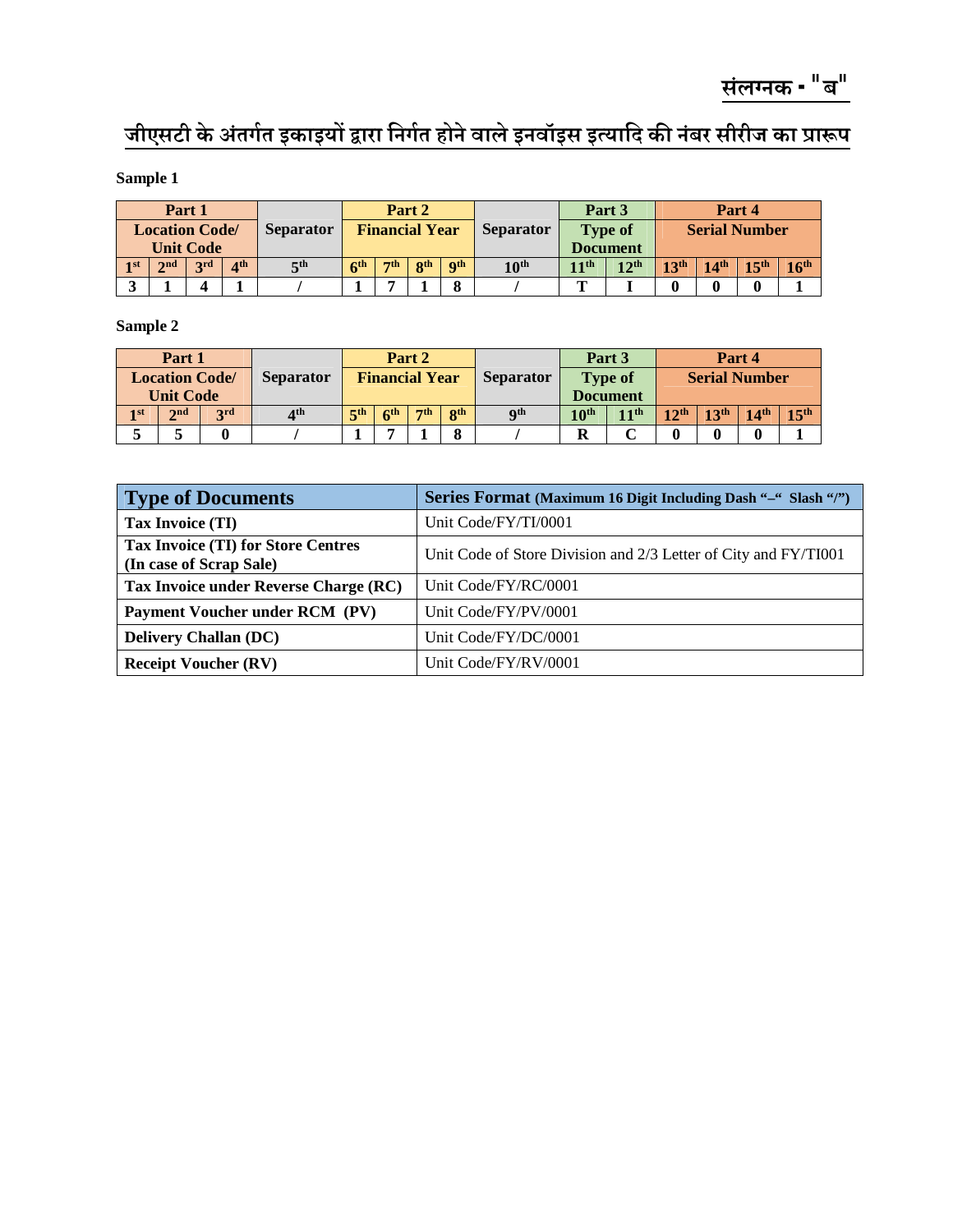**संलग्नक - "ब"**

## जीएसटी के अंतर्गत इकाइयों द्वारा निर्गत होने वाले इनवॉइस इत्यादि की नंबर सीरीज का प्रारूप

**Sample 1**

| Part 1 | | | | | Part 2 | | | | | Part 3 | | Part 4 | | | |
|---|---|---|---|---|---|---|---|---|---|---|---|---|---|---|---|
| Location Code/ Unit Code | | | | Separator | Financial Year | | | | Separator | Type of Document | | Serial Number | | | |
| 1st | 2nd | 3rd | 4th | 5th | 6th | 7th | 8th | 9th | 10th | 11th | 12th | 13th | 14th | 15th | 16th |
| 3 | 1 | 4 | 1 | / | 1 | 7 | 1 | 8 | / | T | I | 0 | 0 | 0 | 1 |

**Sample 2**

| Part 1 | | | | Part 2 | | | | | Part 3 | | Part 4 | | | |
|---|---|---|---|---|---|---|---|---|---|---|---|---|---|---|
| Location Code/ Unit Code | | | Separator | Financial Year | | | | Separator | Type of Document | | Serial Number | | | |
| 1st | 2nd | 3rd | 4th | 5th | 6th | 7th | 8th | 9th | 10th | 11th | 12th | 13th | 14th | 15th |
| 5 | 5 | 0 | / | 1 | 7 | 1 | 8 | / | R | C | 0 | 0 | 0 | 1 |

| Type of Documents | Series Format (Maximum 16 Digit Including Dash "–" Slash "/") |
|---|---|
| **Tax Invoice (TI)** | Unit Code/FY/TI/0001 |
| **Tax Invoice (TI) for Store Centres (In case of Scrap Sale)** | Unit Code of Store Division and 2/3 Letter of City and FY/TI001 |
| **Tax Invoice under Reverse Charge (RC)** | Unit Code/FY/RC/0001 |
| **Payment Voucher under RCM (PV)** | Unit Code/FY/PV/0001 |
| **Delivery Challan (DC)** | Unit Code/FY/DC/0001 |
| **Receipt Voucher (RV)** | Unit Code/FY/RV/0001 |